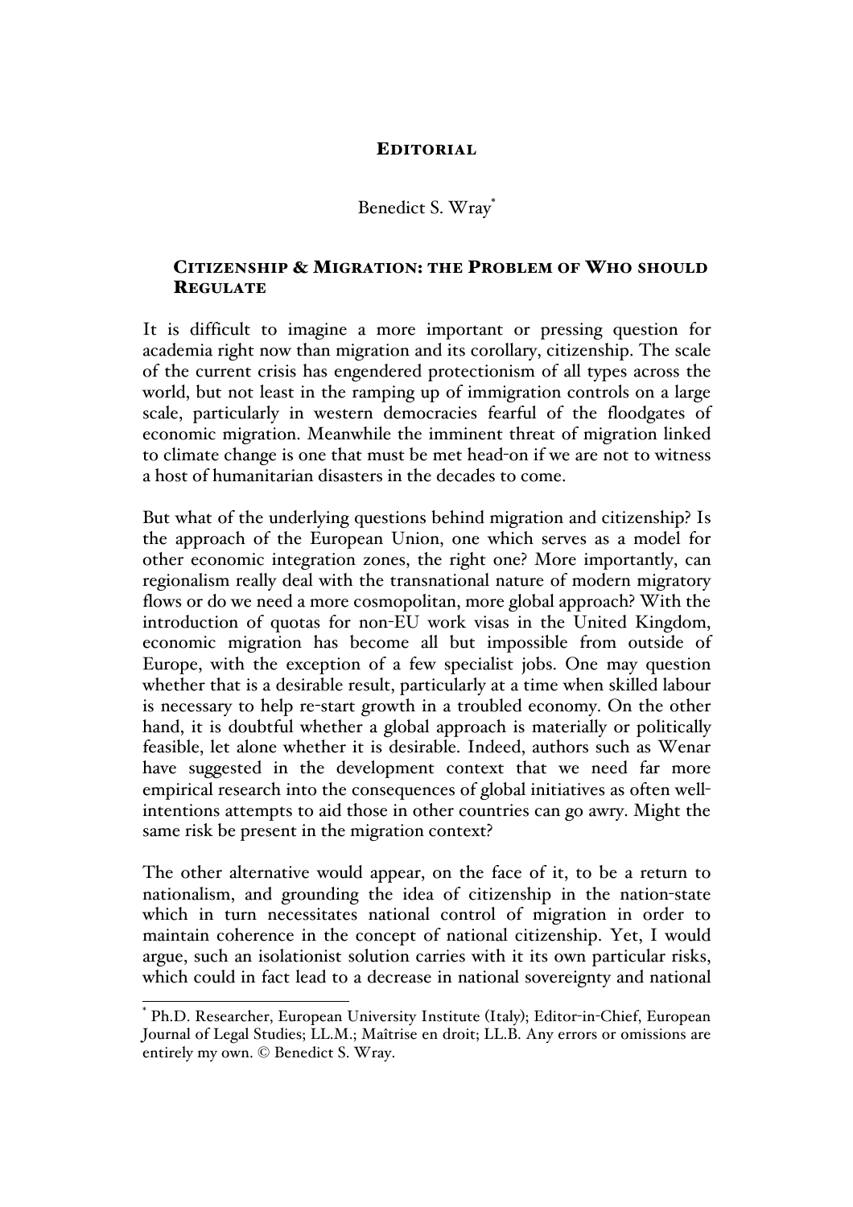# EDITORIAL

Benedict S. Wray*

## CITIZENSHIP & MIGRATION: THE PROBLEM OF WHO SHOULD REGULATE

It is difficult to imagine a more important or pressing question for academia right now than migration and its corollary, citizenship. The scale of the current crisis has engendered protectionism of all types across the world, but not least in the ramping up of immigration controls on a large scale, particularly in western democracies fearful of the floodgates of economic migration. Meanwhile the imminent threat of migration linked to climate change is one that must be met head-on if we are not to witness a host of humanitarian disasters in the decades to come.

But what of the underlying questions behind migration and citizenship? Is the approach of the European Union, one which serves as a model for other economic integration zones, the right one? More importantly, can regionalism really deal with the transnational nature of modern migratory flows or do we need a more cosmopolitan, more global approach? With the introduction of quotas for non-EU work visas in the United Kingdom, economic migration has become all but impossible from outside of Europe, with the exception of a few specialist jobs. One may question whether that is a desirable result, particularly at a time when skilled labour is necessary to help re-start growth in a troubled economy. On the other hand, it is doubtful whether a global approach is materially or politically feasible, let alone whether it is desirable. Indeed, authors such as Wenar have suggested in the development context that we need far more empirical research into the consequences of global initiatives as often well-intentions attempts to aid those in other countries can go awry. Might the same risk be present in the migration context?

The other alternative would appear, on the face of it, to be a return to nationalism, and grounding the idea of citizenship in the nation-state which in turn necessitates national control of migration in order to maintain coherence in the concept of national citizenship. Yet, I would argue, such an isolationist solution carries with it its own particular risks, which could in fact lead to a decrease in national sovereignty and national

* Ph.D. Researcher, European University Institute (Italy); Editor-in-Chief, European Journal of Legal Studies; LL.M.; Maîtrise en droit; LL.B. Any errors or omissions are entirely my own. © Benedict S. Wray.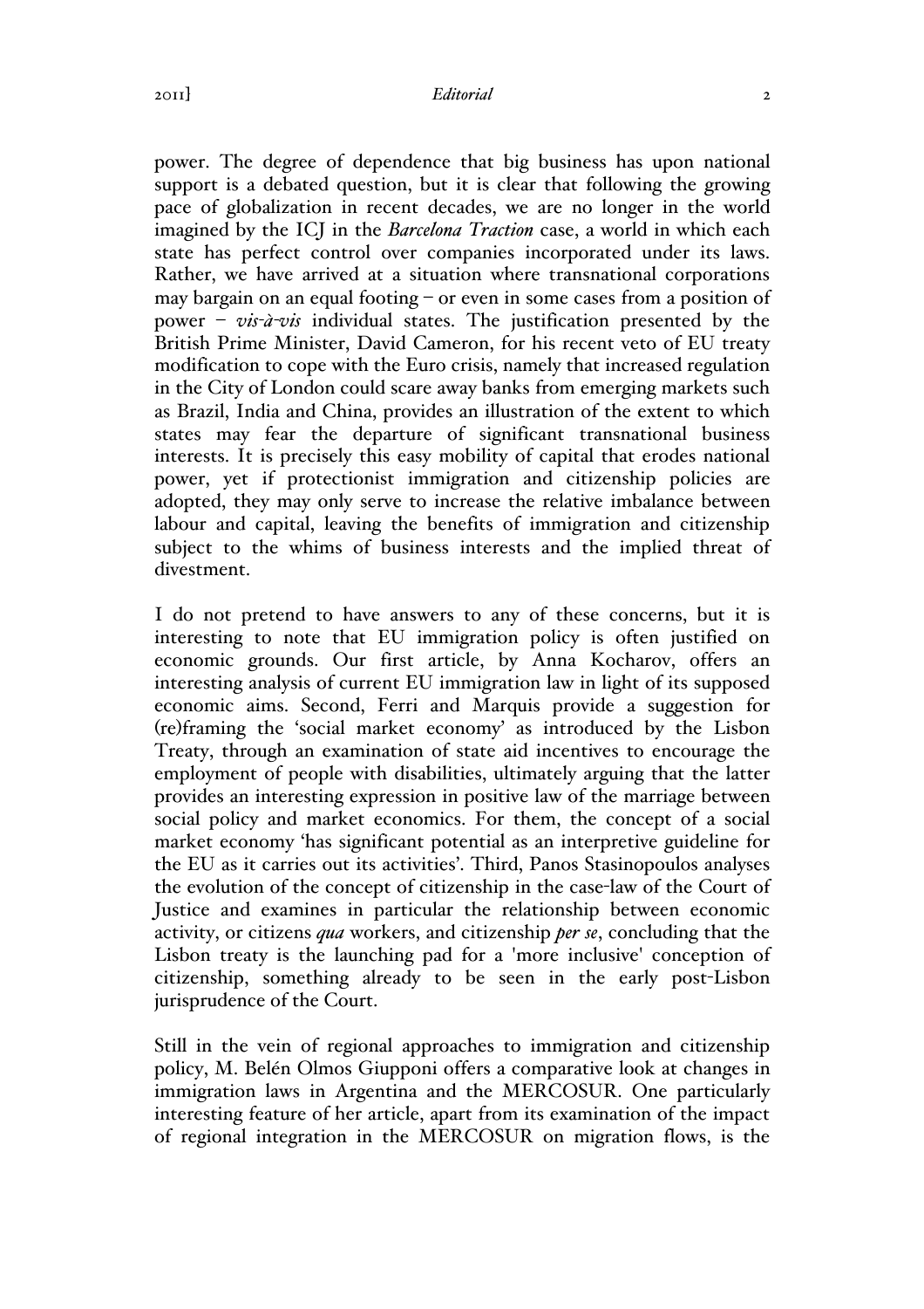power. The degree of dependence that big business has upon national support is a debated question, but it is clear that following the growing pace of globalization in recent decades, we are no longer in the world imagined by the ICJ in the *Barcelona Traction* case, a world in which each state has perfect control over companies incorporated under its laws. Rather, we have arrived at a situation where transnational corporations may bargain on an equal footing – or even in some cases from a position of power – *vis-à-vis* individual states. The justification presented by the British Prime Minister, David Cameron, for his recent veto of EU treaty modification to cope with the Euro crisis, namely that increased regulation in the City of London could scare away banks from emerging markets such as Brazil, India and China, provides an illustration of the extent to which states may fear the departure of significant transnational business interests. It is precisely this easy mobility of capital that erodes national power, yet if protectionist immigration and citizenship policies are adopted, they may only serve to increase the relative imbalance between labour and capital, leaving the benefits of immigration and citizenship subject to the whims of business interests and the implied threat of divestment.

I do not pretend to have answers to any of these concerns, but it is interesting to note that EU immigration policy is often justified on economic grounds. Our first article, by Anna Kocharov, offers an interesting analysis of current EU immigration law in light of its supposed economic aims. Second, Ferri and Marquis provide a suggestion for (re)framing the 'social market economy' as introduced by the Lisbon Treaty, through an examination of state aid incentives to encourage the employment of people with disabilities, ultimately arguing that the latter provides an interesting expression in positive law of the marriage between social policy and market economics. For them, the concept of a social market economy 'has significant potential as an interpretive guideline for the EU as it carries out its activities'. Third, Panos Stasinopoulos analyses the evolution of the concept of citizenship in the case-law of the Court of Justice and examines in particular the relationship between economic activity, or citizens *qua* workers, and citizenship *per se*, concluding that the Lisbon treaty is the launching pad for a 'more inclusive' conception of citizenship, something already to be seen in the early post-Lisbon jurisprudence of the Court.

Still in the vein of regional approaches to immigration and citizenship policy, M. Belén Olmos Giupponi offers a comparative look at changes in immigration laws in Argentina and the MERCOSUR. One particularly interesting feature of her article, apart from its examination of the impact of regional integration in the MERCOSUR on migration flows, is the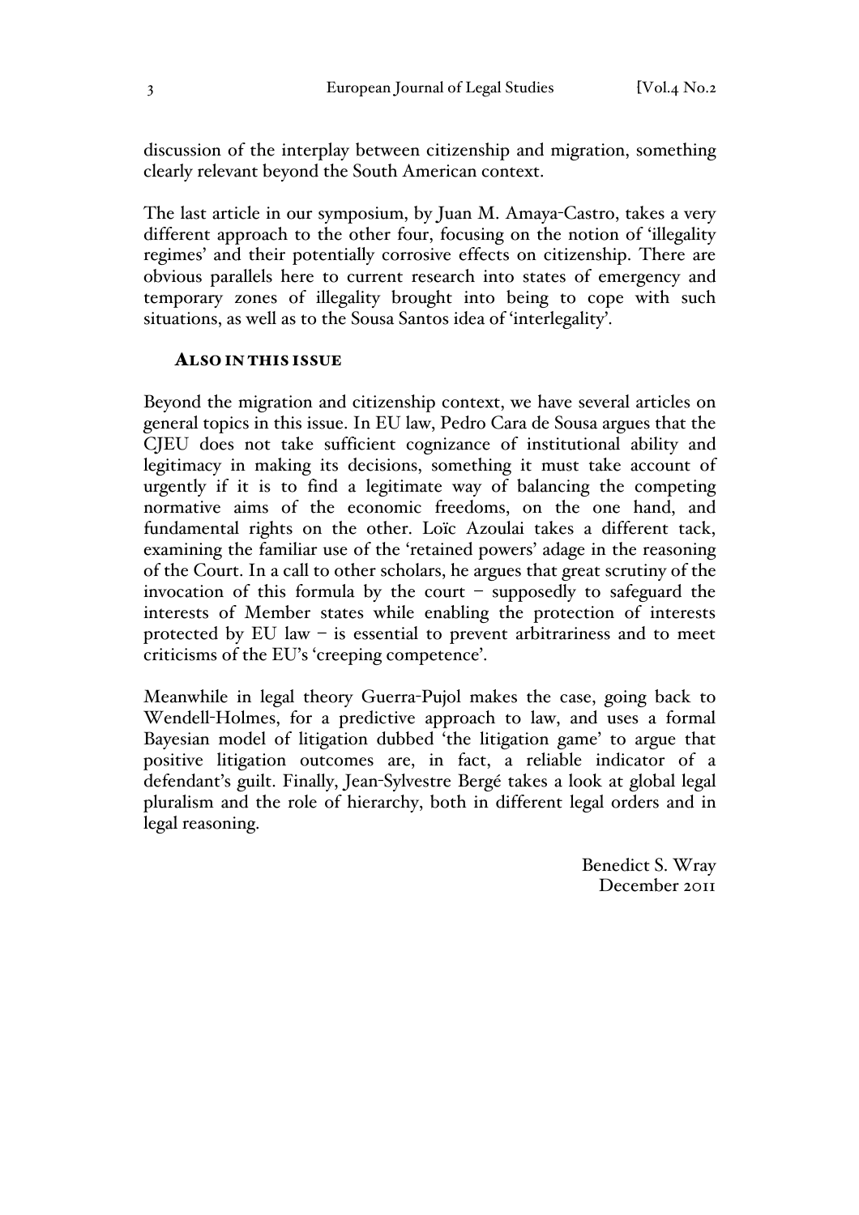discussion of the interplay between citizenship and migration, something clearly relevant beyond the South American context.

The last article in our symposium, by Juan M. Amaya-Castro, takes a very different approach to the other four, focusing on the notion of 'illegality regimes' and their potentially corrosive effects on citizenship. There are obvious parallels here to current research into states of emergency and temporary zones of illegality brought into being to cope with such situations, as well as to the Sousa Santos idea of 'interlegality'.

## ALSO IN THIS ISSUE

Beyond the migration and citizenship context, we have several articles on general topics in this issue. In EU law, Pedro Cara de Sousa argues that the CJEU does not take sufficient cognizance of institutional ability and legitimacy in making its decisions, something it must take account of urgently if it is to find a legitimate way of balancing the competing normative aims of the economic freedoms, on the one hand, and fundamental rights on the other. Loïc Azoulai takes a different tack, examining the familiar use of the 'retained powers' adage in the reasoning of the Court. In a call to other scholars, he argues that great scrutiny of the invocation of this formula by the court – supposedly to safeguard the interests of Member states while enabling the protection of interests protected by EU law – is essential to prevent arbitrariness and to meet criticisms of the EU's 'creeping competence'.

Meanwhile in legal theory Guerra-Pujol makes the case, going back to Wendell-Holmes, for a predictive approach to law, and uses a formal Bayesian model of litigation dubbed 'the litigation game' to argue that positive litigation outcomes are, in fact, a reliable indicator of a defendant's guilt. Finally, Jean-Sylvestre Bergé takes a look at global legal pluralism and the role of hierarchy, both in different legal orders and in legal reasoning.

Benedict S. Wray
December 2011